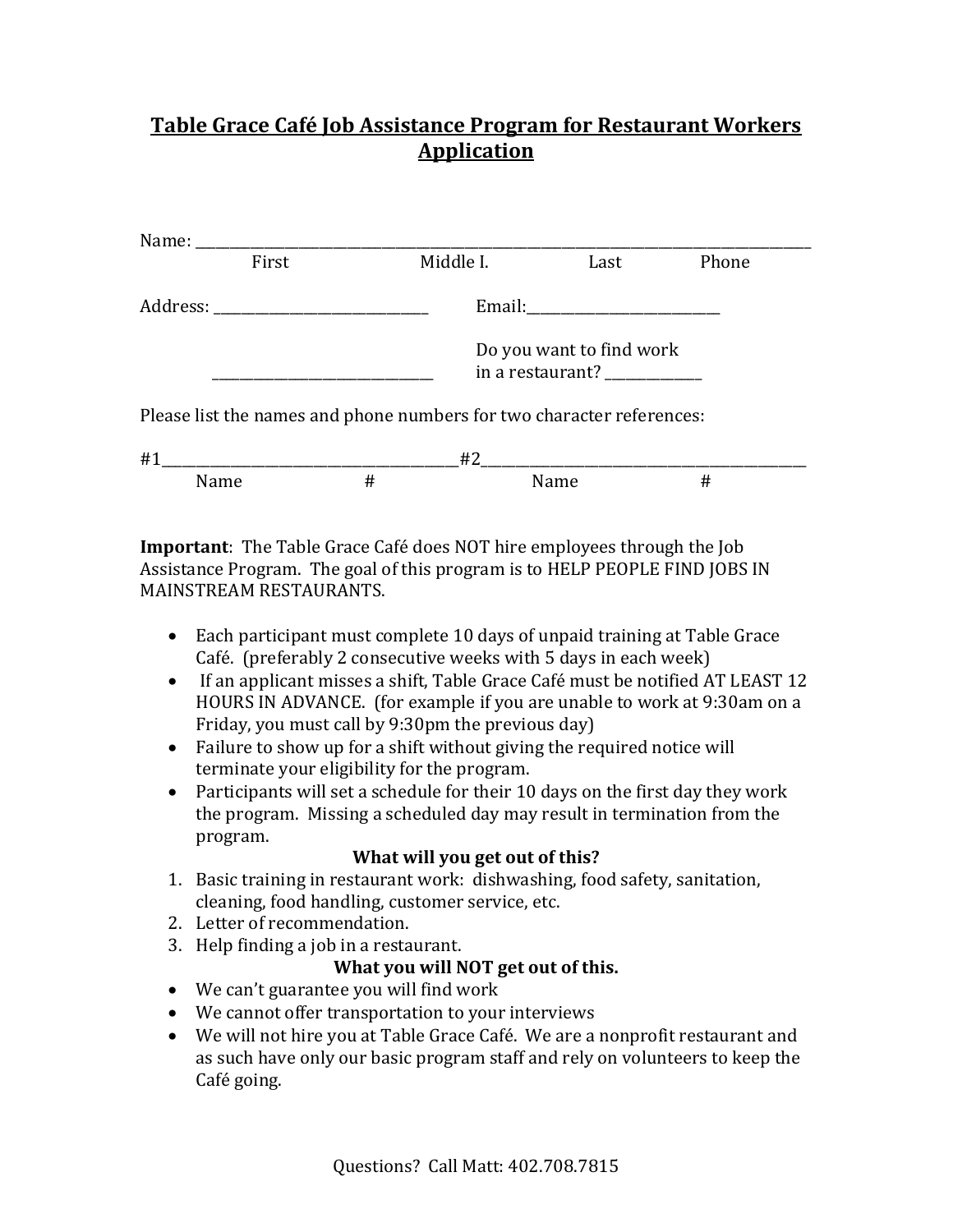# Table Grace Café Job Assistance Program for Restaurant Workers Application

Name: ______________________________________________________________________________
First Middle I. Last Phone

Address: ___________________________ Email:________________________

___________________________ Do you want to find work in a restaurant? ___________

Please list the names and phone numbers for two character references:

#1____________________________________#2_________________________________________
Name # Name #

**Important**: The Table Grace Café does NOT hire employees through the Job Assistance Program. The goal of this program is to HELP PEOPLE FIND JOBS IN MAINSTREAM RESTAURANTS.

- Each participant must complete 10 days of unpaid training at Table Grace Café. (preferably 2 consecutive weeks with 5 days in each week)
- If an applicant misses a shift, Table Grace Café must be notified AT LEAST 12 HOURS IN ADVANCE. (for example if you are unable to work at 9:30am on a Friday, you must call by 9:30pm the previous day)
- Failure to show up for a shift without giving the required notice will terminate your eligibility for the program.
- Participants will set a schedule for their 10 days on the first day they work the program. Missing a scheduled day may result in termination from the program.

**What will you get out of this?**

1. Basic training in restaurant work: dishwashing, food safety, sanitation, cleaning, food handling, customer service, etc.
2. Letter of recommendation.
3. Help finding a job in a restaurant.

**What you will NOT get out of this.**

- We can't guarantee you will find work
- We cannot offer transportation to your interviews
- We will not hire you at Table Grace Café. We are a nonprofit restaurant and as such have only our basic program staff and rely on volunteers to keep the Café going.

Questions? Call Matt: 402.708.7815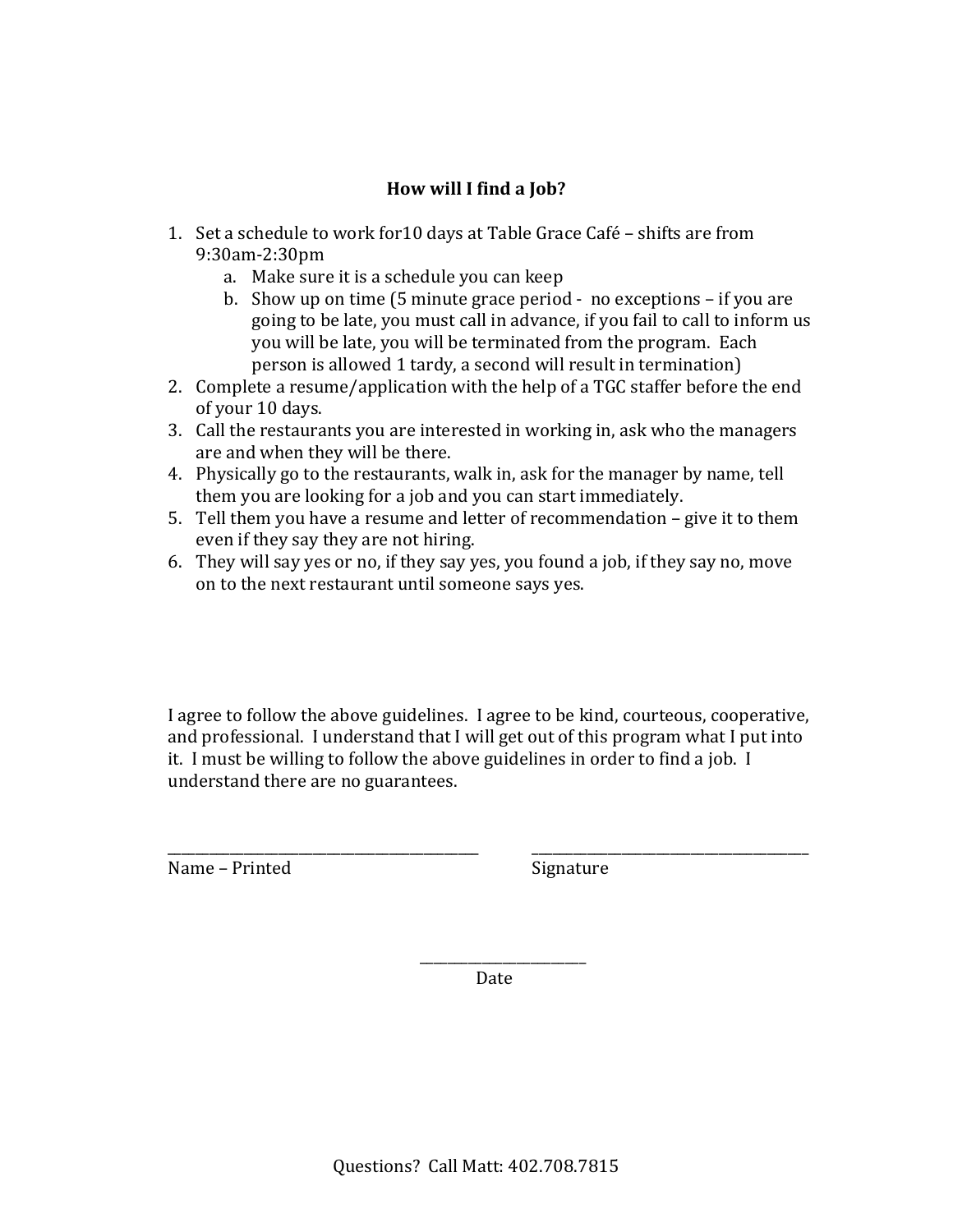**How will I find a Job?**

1. Set a schedule to work for10 days at Table Grace Café – shifts are from 9:30am-2:30pm
   a. Make sure it is a schedule you can keep
   b. Show up on time (5 minute grace period - no exceptions – if you are going to be late, you must call in advance, if you fail to call to inform us you will be late, you will be terminated from the program. Each person is allowed 1 tardy, a second will result in termination)
2. Complete a resume/application with the help of a TGC staffer before the end of your 10 days.
3. Call the restaurants you are interested in working in, ask who the managers are and when they will be there.
4. Physically go to the restaurants, walk in, ask for the manager by name, tell them you are looking for a job and you can start immediately.
5. Tell them you have a resume and letter of recommendation – give it to them even if they say they are not hiring.
6. They will say yes or no, if they say yes, you found a job, if they say no, move on to the next restaurant until someone says yes.

I agree to follow the above guidelines. I agree to be kind, courteous, cooperative, and professional. I understand that I will get out of this program what I put into it. I must be willing to follow the above guidelines in order to find a job. I understand there are no guarantees.

\_\_\_\_\_\_\_\_\_\_\_\_\_\_\_\_\_\_\_\_\_\_\_\_\_\_\_\_\_\_\_\_\_\_\_\_\_\_\_\_ \_\_\_\_\_\_\_\_\_\_\_\_\_\_\_\_\_\_\_\_\_\_\_\_\_\_\_\_\_\_\_\_\_\_\_\_\_\_\_\_

Name – Printed Signature

\_\_\_\_\_\_\_\_\_\_\_\_\_\_\_\_\_\_\_\_\_\_\_\_

Date

Questions? Call Matt: 402.708.7815